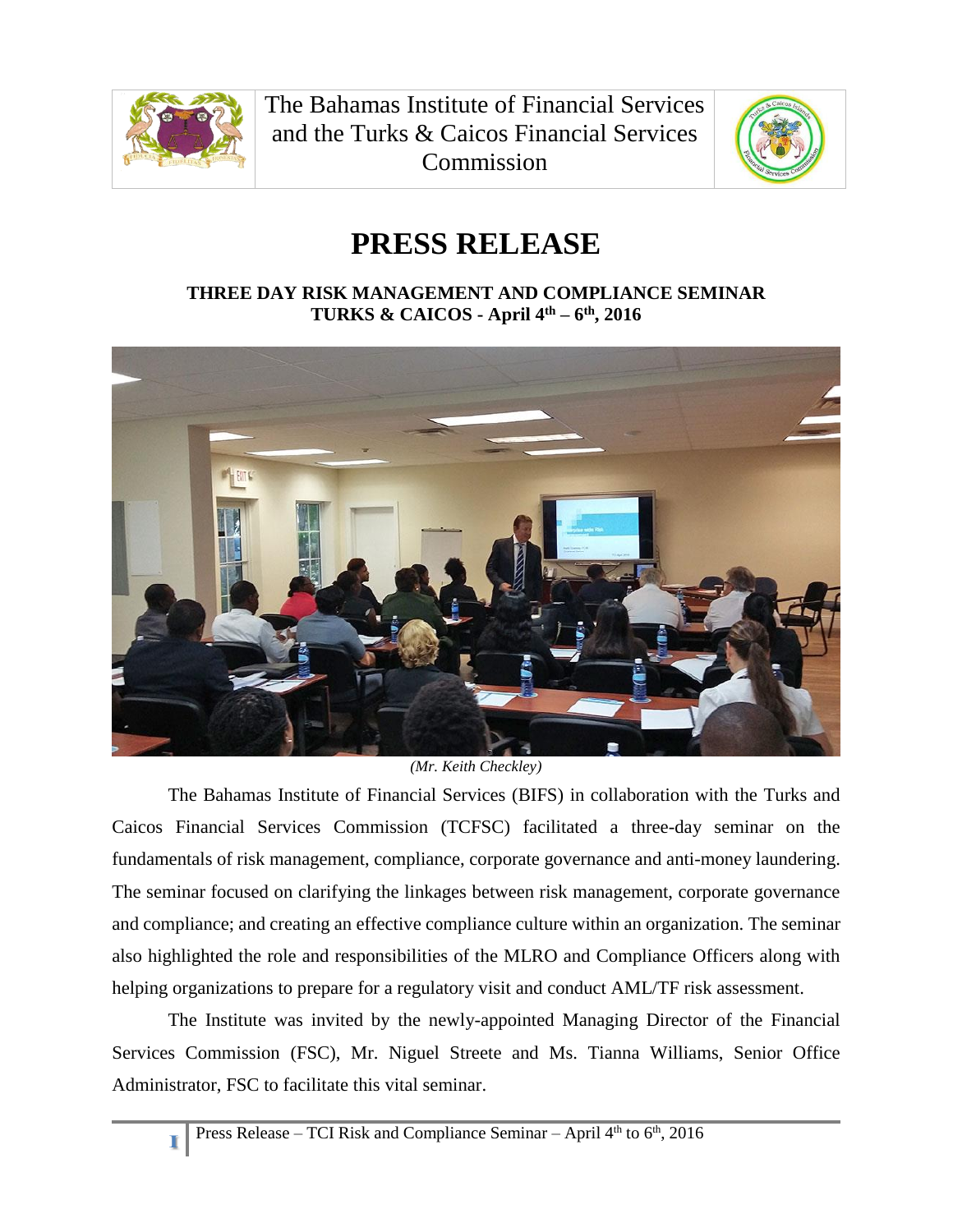The Bahamas Institute of Financial Services and the Turks & Caicos Financial Services Commission

# PRESS RELEASE

**THREE DAY RISK MANAGEMENT AND COMPLIANCE SEMINAR**
**TURKS & CAICOS - April 4th – 6th, 2016**

*(Mr. Keith Checkley)*

The Bahamas Institute of Financial Services (BIFS) in collaboration with the Turks and Caicos Financial Services Commission (TCFSC) facilitated a three-day seminar on the fundamentals of risk management, compliance, corporate governance and anti-money laundering. The seminar focused on clarifying the linkages between risk management, corporate governance and compliance; and creating an effective compliance culture within an organization. The seminar also highlighted the role and responsibilities of the MLRO and Compliance Officers along with helping organizations to prepare for a regulatory visit and conduct AML/TF risk assessment.

The Institute was invited by the newly-appointed Managing Director of the Financial Services Commission (FSC), Mr. Niguel Streete and Ms. Tianna Williams, Senior Office Administrator, FSC to facilitate this vital seminar.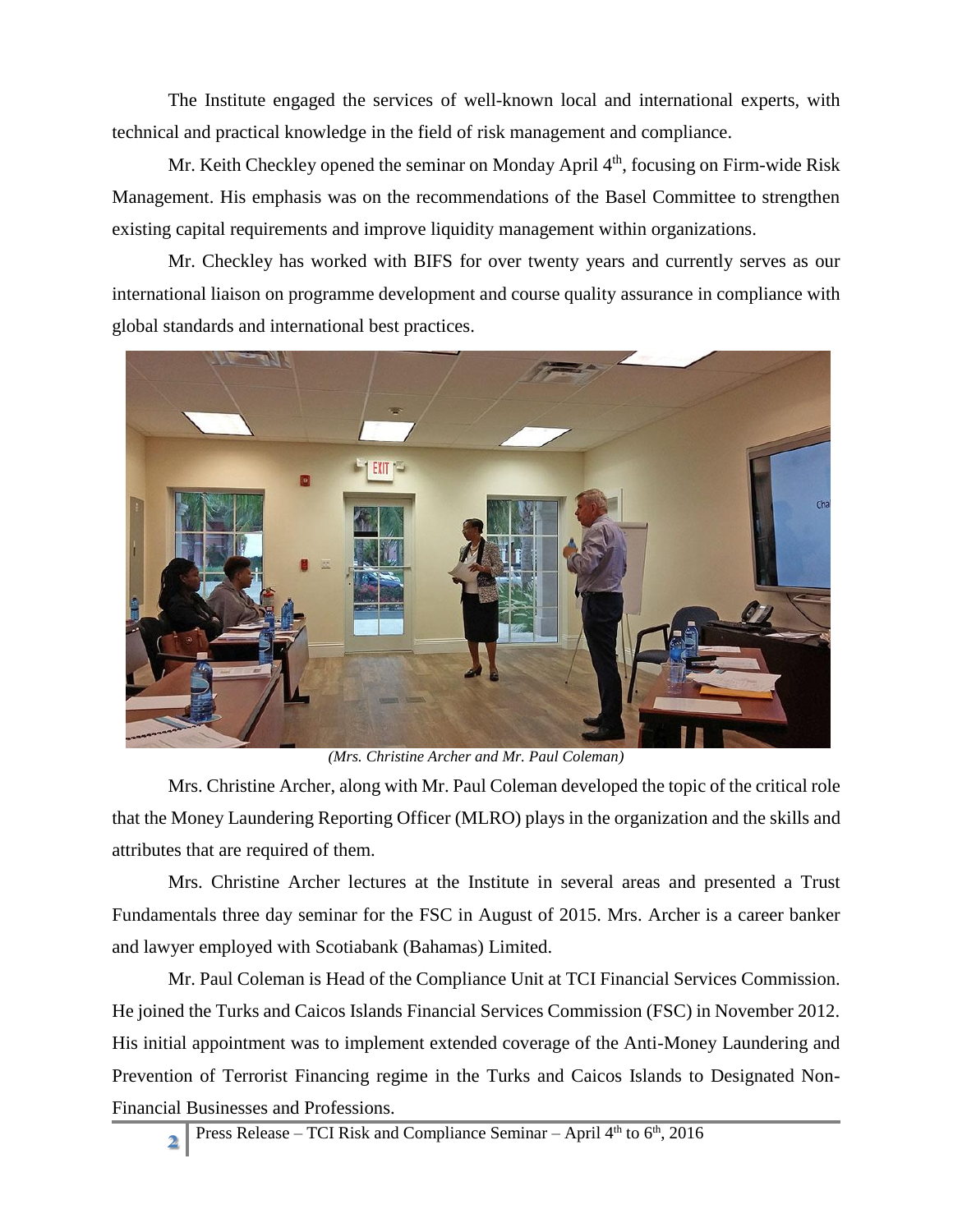The Institute engaged the services of well-known local and international experts, with technical and practical knowledge in the field of risk management and compliance.

Mr. Keith Checkley opened the seminar on Monday April 4th, focusing on Firm-wide Risk Management. His emphasis was on the recommendations of the Basel Committee to strengthen existing capital requirements and improve liquidity management within organizations.

Mr. Checkley has worked with BIFS for over twenty years and currently serves as our international liaison on programme development and course quality assurance in compliance with global standards and international best practices.

*(Mrs. Christine Archer and Mr. Paul Coleman)*

Mrs. Christine Archer, along with Mr. Paul Coleman developed the topic of the critical role that the Money Laundering Reporting Officer (MLRO) plays in the organization and the skills and attributes that are required of them.

Mrs. Christine Archer lectures at the Institute in several areas and presented a Trust Fundamentals three day seminar for the FSC in August of 2015. Mrs. Archer is a career banker and lawyer employed with Scotiabank (Bahamas) Limited.

Mr. Paul Coleman is Head of the Compliance Unit at TCI Financial Services Commission. He joined the Turks and Caicos Islands Financial Services Commission (FSC) in November 2012. His initial appointment was to implement extended coverage of the Anti-Money Laundering and Prevention of Terrorist Financing regime in the Turks and Caicos Islands to Designated Non-Financial Businesses and Professions.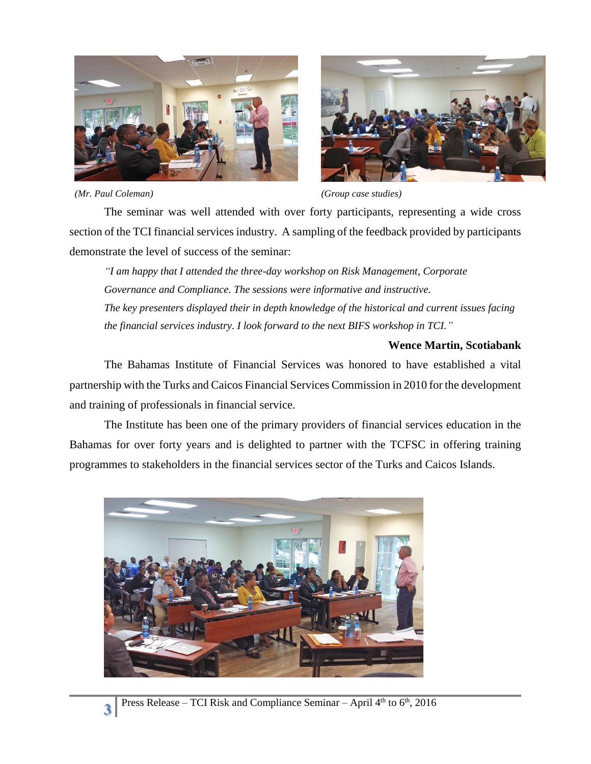*(Mr. Paul Coleman)*

*(Group case studies)*

The seminar was well attended with over forty participants, representing a wide cross section of the TCI financial services industry. A sampling of the feedback provided by participants demonstrate the level of success of the seminar:

> *"I am happy that I attended the three-day workshop on Risk Management, Corporate Governance and Compliance. The sessions were informative and instructive. The key presenters displayed their in depth knowledge of the historical and current issues facing the financial services industry. I look forward to the next BIFS workshop in TCI."*

**Wence Martin, Scotiabank**

The Bahamas Institute of Financial Services was honored to have established a vital partnership with the Turks and Caicos Financial Services Commission in 2010 for the development and training of professionals in financial service.

The Institute has been one of the primary providers of financial services education in the Bahamas for over forty years and is delighted to partner with the TCFSC in offering training programmes to stakeholders in the financial services sector of the Turks and Caicos Islands.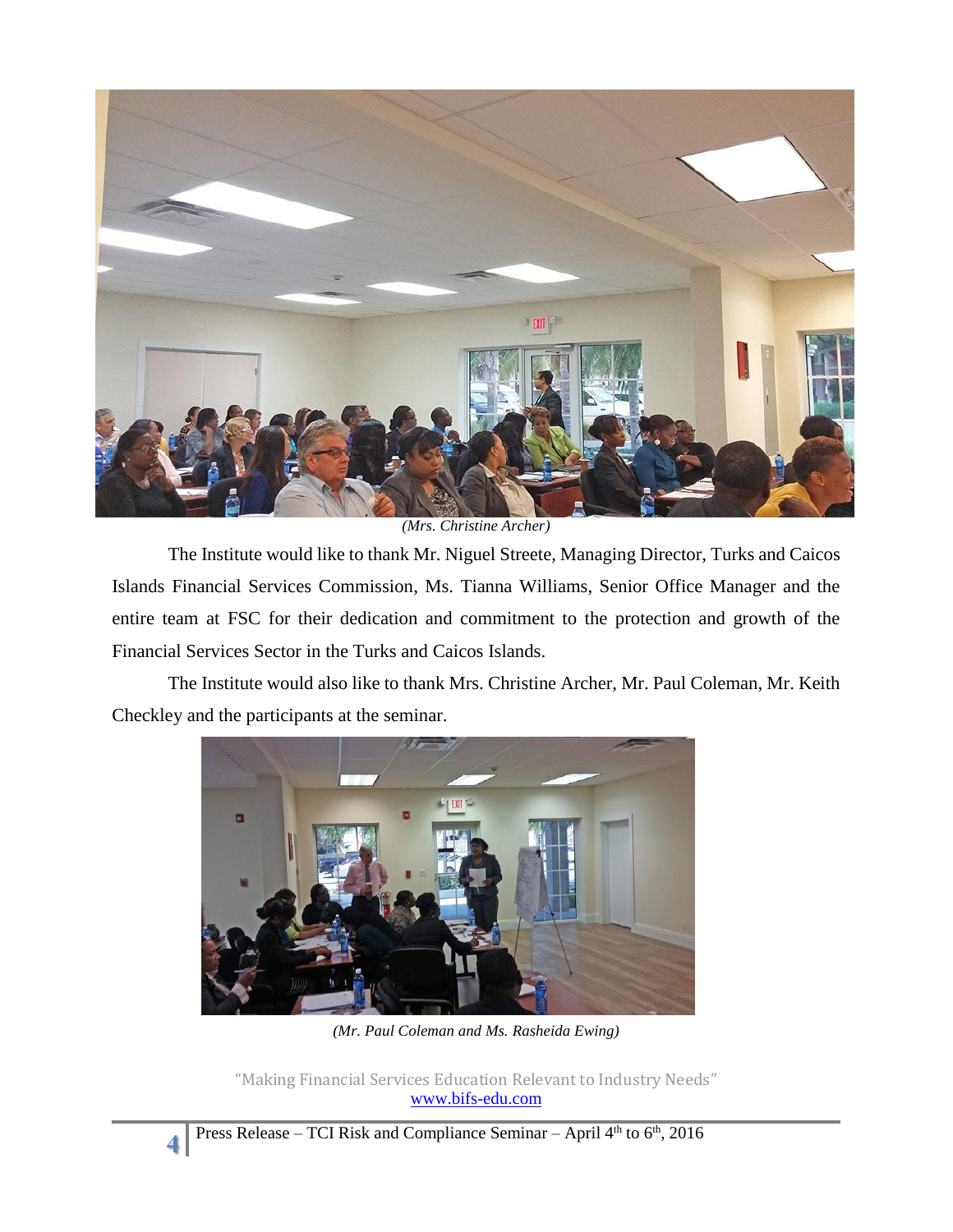*(Mrs. Christine Archer)*

The Institute would like to thank Mr. Niguel Streete, Managing Director, Turks and Caicos Islands Financial Services Commission, Ms. Tianna Williams, Senior Office Manager and the entire team at FSC for their dedication and commitment to the protection and growth of the Financial Services Sector in the Turks and Caicos Islands.

The Institute would also like to thank Mrs. Christine Archer, Mr. Paul Coleman, Mr. Keith Checkley and the participants at the seminar.

*(Mr. Paul Coleman and Ms. Rasheida Ewing)*

"Making Financial Services Education Relevant to Industry Needs"
www.bifs-edu.com